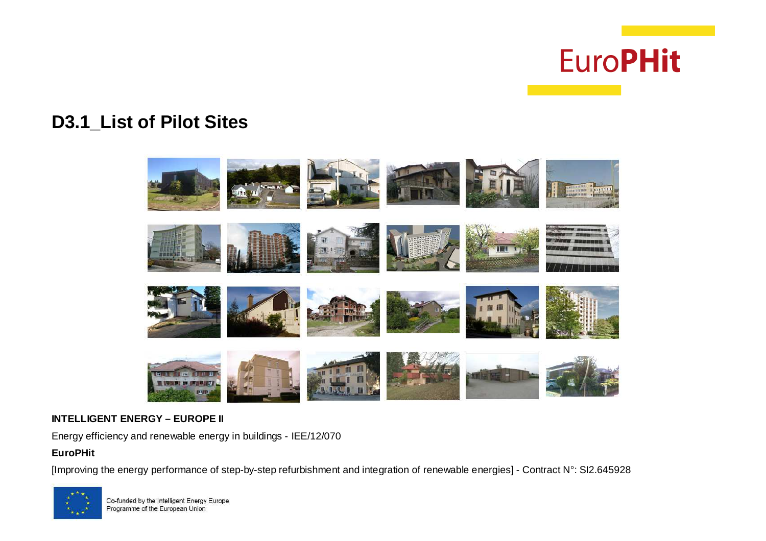EuroPHit

# D3.1_List of Pilot Sites

**INTELLIGENT ENERGY – EUROPE II**

Energy efficiency and renewable energy in buildings - IEE/12/070

**EuroPHit**

[Improving the energy performance of step-by-step refurbishment and integration of renewable energies] - Contract N°: SI2.645928

Co-funded by the Intelligent Energy Europe Programme of the European Union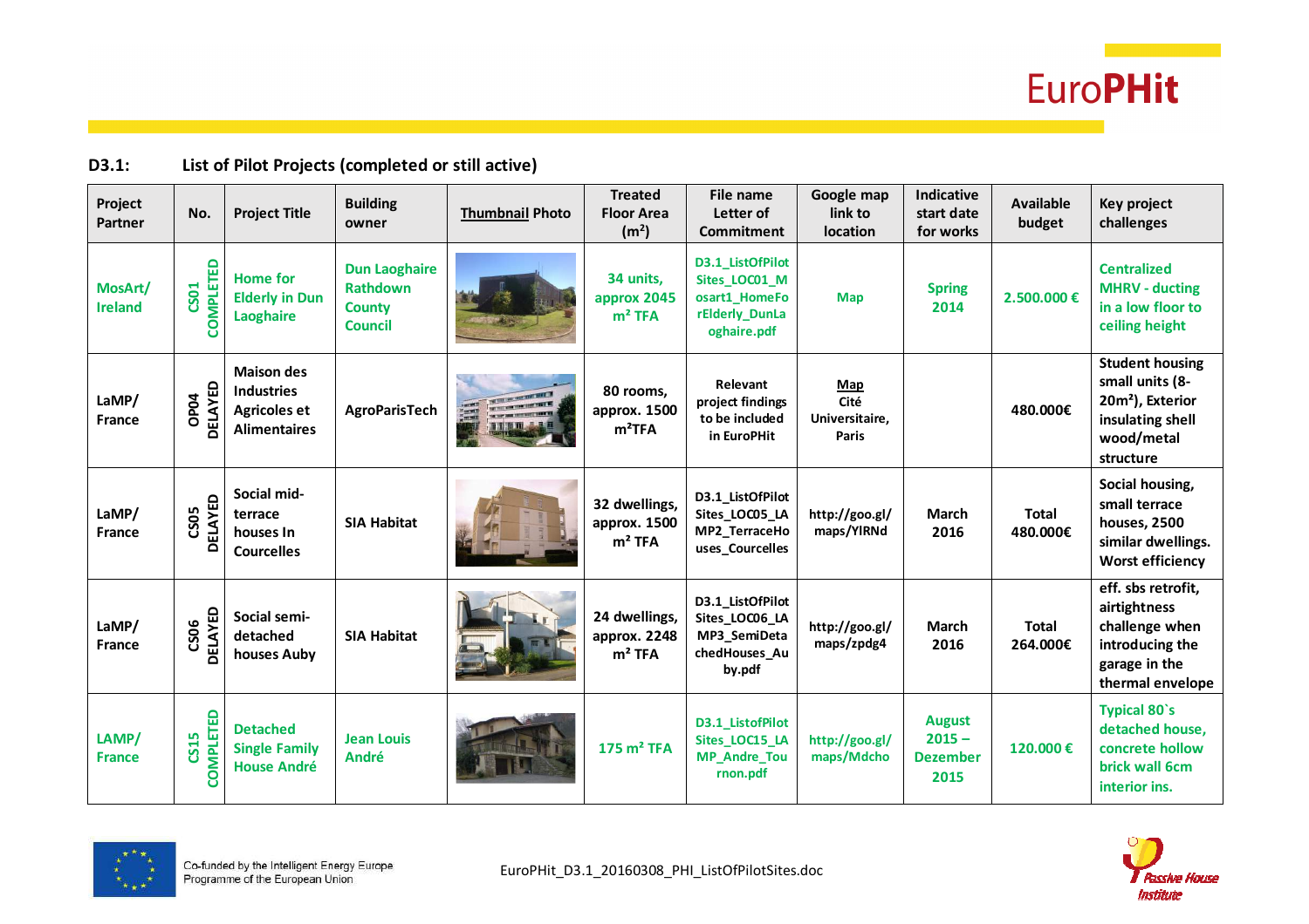**D3.1: List of Pilot Projects (completed or still active)**

| Project Partner | No. | Project Title | Building owner | Thumbnail Photo | Treated Floor Area ($m^2$) | File name Letter of Commitment | Google map link to location | Indicative start date for works | Available budget | Key project challenges |
|---|---|---|---|---|---|---|---|---|---|---|
| MosArt/ Ireland | CS01 COMPLETED | Home for Elderly in Dun Laoghaire | Dun Laoghaire Rathdown County Council | | 34 units, approx 2045 m² TFA | D3.1_ListOfPilotSites_LOC01_Mosart1_HomeForElderly_DunLaoghaire.pdf | Map | Spring 2014 | 2.500.000 € | Centralized MHRV - ducting in a low floor to ceiling height |
| LaMP/ France | OP04 DELAYED | Maison des Industries Agricoles et Alimentaires | AgroParisTech | | 80 rooms, approx. 1500 m²TFA | Relevant project findings to be included in EuroPHit | Map Cité Universitaire, Paris | | 480.000€ | Student housing small units (8-20m²), Exterior insulating shell wood/metal structure |
| LaMP/ France | CS05 DELAYED | Social mid-terrace houses In Courcelles | SIA Habitat | | 32 dwellings, approx. 1500 m² TFA | D3.1_ListOfPilotSites_LOC05_LAMP2_TerraceHouses_Courcelles | http://goo.gl/maps/YIRNd | March 2016 | Total 480.000€ | Social housing, small terrace houses, 2500 similar dwellings. Worst efficiency |
| LaMP/ France | CS06 DELAYED | Social semi-detached houses Auby | SIA Habitat | | 24 dwellings, approx. 2248 m² TFA | D3.1_ListOfPilotSites_LOC06_LAMP3_SemiDetachedHouses_Auby.pdf | http://goo.gl/maps/zpdg4 | March 2016 | Total 264.000€ | eff. sbs retrofit, airtightness challenge when introducing the garage in the thermal envelope |
| LAMP/ France | CS15 COMPLETED | Detached Single Family House André | Jean Louis André | | 175 m² TFA | D3.1_ListOfPilotSites_LOC15_LAMP_Andre_Tournon.pdf | http://goo.gl/maps/Mdcho | August 2015 – Dezember 2015 | 120.000 € | Typical 80`s detached house, concrete hollow brick wall 6cm interior ins. |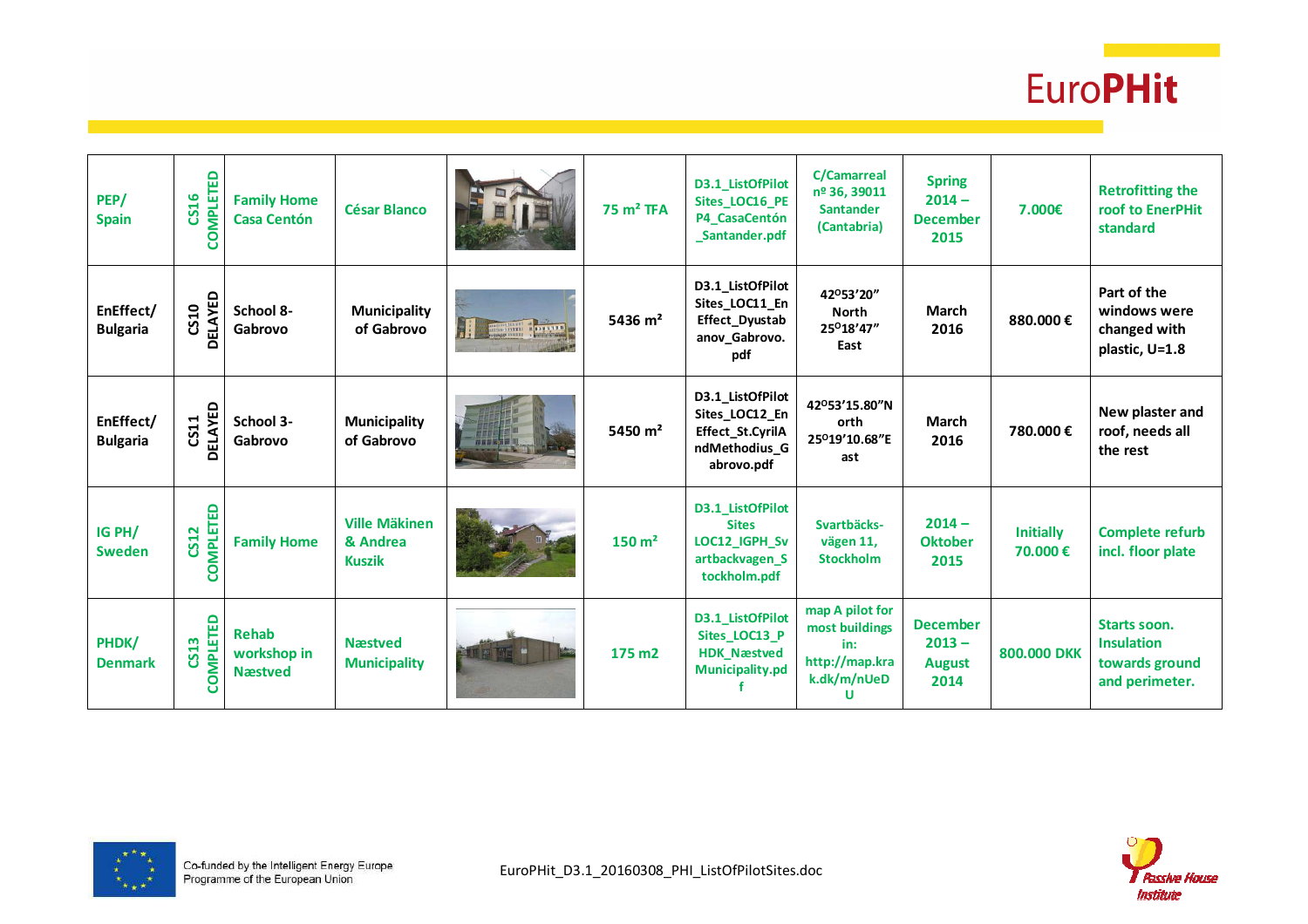| | | | | | | | | | | |
|---|---|---|---|---|---|---|---|---|---|---|
| PEP/ Spain | CS16 COMPLETED | Family Home Casa Centón | César Blanco | | 75 m² TFA | D3.1_ListOfPilotSites_LOC16_PEP4_CasaCentón_Santander.pdf | C/Camarreal nº 36, 39011 Santander (Cantabria) | Spring 2014 – December 2015 | 7.000€ | Retrofitting the roof to EnerPHit standard |
| EnEffect/ Bulgaria | CS10 DELAYED | School 8- Gabrovo | Municipality of Gabrovo | | 5436 m² | D3.1_ListOfPilotSites_LOC11_EnEffect_Dyustabanov_Gabrovo.pdf | 42°53'20" North 25°18'47" East | March 2016 | 880.000 € | Part of the windows were changed with plastic, U=1.8 |
| EnEffect/ Bulgaria | CS11 DELAYED | School 3- Gabrovo | Municipality of Gabrovo | | 5450 m² | D3.1_ListOfPilotSites_LOC12_EnEffect_St.CyrilAndMethodius_Gabrovo.pdf | 42°53'15.80"North 25°19'10.68"East | March 2016 | 780.000 € | New plaster and roof, needs all the rest |
| IG PH/ Sweden | CS12 COMPLETED | Family Home | Ville Mäkinen & Andrea Kuszik | | 150 m² | D3.1_ListOfPilot Sites LOC12_IGPH_Svartbackvagen_Stockholm.pdf | Svartbäcks-vägen 11, Stockholm | 2014 – Oktober 2015 | Initially 70.000 € | Complete refurb incl. floor plate |
| PHDK/ Denmark | CS13 COMPLETED | Rehab workshop in Næstved | Næstved Municipality | | 175 m2 | D3.1_ListOfPilotSites_LOC13_PHDK_Næstved Municipality.pdf | map A pilot for most buildings in: http://map.krak.dk/m/nUeDU | December 2013 – August 2014 | 800.000 DKK | Starts soon. Insulation towards ground and perimeter. |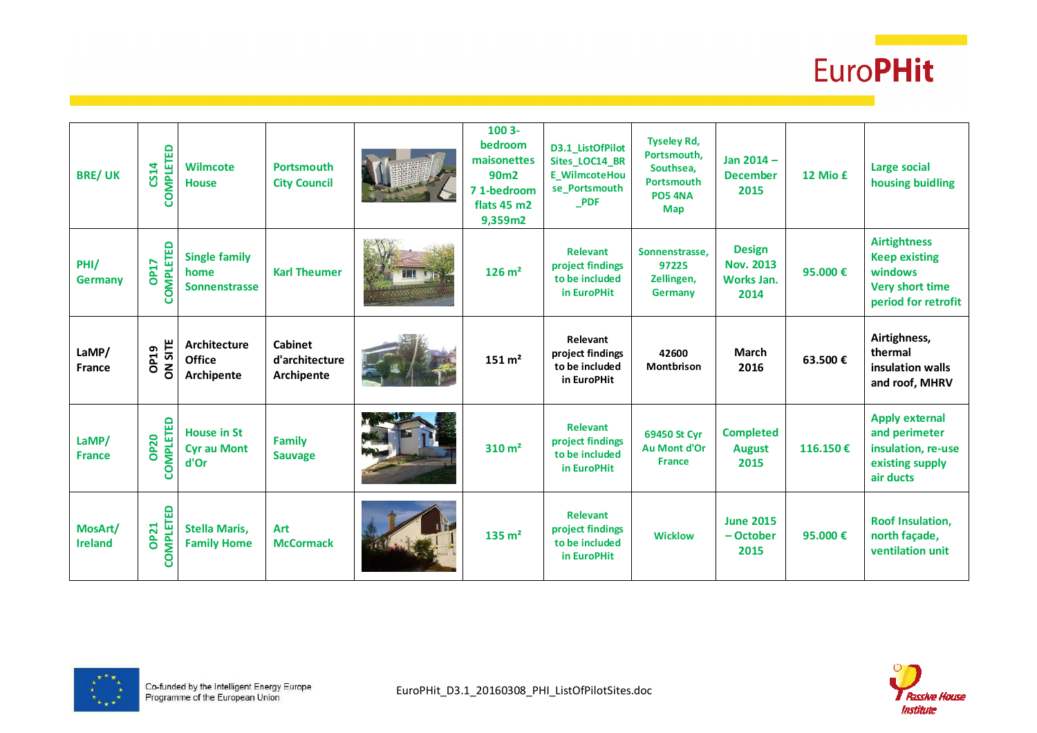| | | | | | | | | | | |
|---|---|---|---|---|---|---|---|---|---|---|
| BRE/ UK | CS14 COMPLETED | Wilmcote House | Portsmouth City Council | | 100 3-bedroom maisonettes 90m2<br>7 1-bedroom flats 45 m2<br>9,359m2 | D3.1_ListOfPilotSites_LOC14_BRE_WilmcoteHouse_Portsmouth_PDF | Tyseley Rd, Portsmouth, Southsea, Portsmouth PO5 4NA Map | Jan 2014 – December 2015 | 12 Mio £ | Large social housing buidling |
| PHI/ Germany | OP17 COMPLETED | Single family home Sonnenstrasse | Karl Theumer | | 126 m² | Relevant project findings to be included in EuroPHit | Sonnenstrasse, 97225 Zellingen, Germany | Design Nov. 2013 Works Jan. 2014 | 95.000 € | Airtightness<br>Keep existing windows<br>Very short time period for retrofit |
| LaMP/ France | OP19 ON SITE | Architecture Office Archipente | Cabinet d'architecture Archipente | | 151 m² | Relevant project findings to be included in EuroPHit | 42600 Montbrison | March 2016 | 63.500 € | Airtighness, thermal insulation walls and roof, MHRV |
| LaMP/ France | OP20 COMPLETED | House in St Cyr au Mont d'Or | Family Sauvage | | 310 m² | Relevant project findings to be included in EuroPHit | 69450 St Cyr Au Mont d'Or France | Completed August 2015 | 116.150 € | Apply external and perimeter insulation, re-use existing supply air ducts |
| MosArt/ Ireland | OP21 COMPLETED | Stella Maris, Family Home | Art McCormack | | 135 m² | Relevant project findings to be included in EuroPHit | Wicklow | June 2015 – October 2015 | 95.000 € | Roof Insulation, north façade, ventilation unit |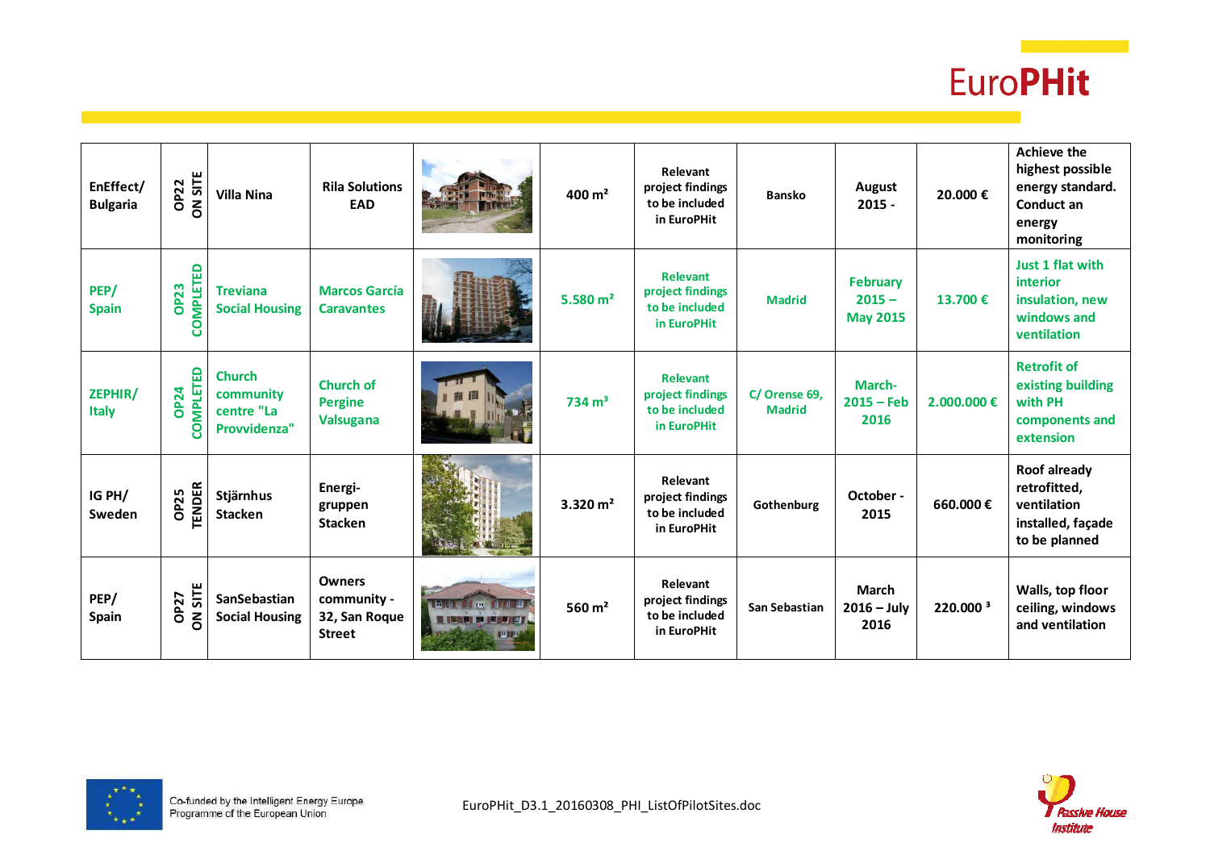| | | | | | | | | | | |
|---|---|---|---|---|---|---|---|---|---|---|
| EnEffect/ Bulgaria | OP22 ON SITE | Villa Nina | Rila Solutions EAD | | 400 m² | Relevant project findings to be included in EuroPHit | Bansko | August 2015 - | 20.000 € | Achieve the highest possible energy standard. Conduct an energy monitoring |
| PEP/ Spain | OP23 COMPLETED | Treviana Social Housing | Marcos García Caravantes | | 5.580 m² | Relevant project findings to be included in EuroPHit | Madrid | February 2015 – May 2015 | 13.700 € | Just 1 flat with interior insulation, new windows and ventilation |
| ZEPHIR/ Italy | OP24 COMPLETED | Church community centre "La Provvidenza" | Church of Pergine Valsugana | | 734 m³ | Relevant project findings to be included in EuroPHit | C/ Orense 69, Madrid | March- 2015 – Feb 2016 | 2.000.000 € | Retrofit of existing building with PH components and extension |
| IG PH/ Sweden | OP25 TENDER | Stjärnhus Stacken | Energi-gruppen Stacken | | 3.320 m² | Relevant project findings to be included in EuroPHit | Gothenburg | October - 2015 | 660.000 € | Roof already retrofitted, ventilation installed, façade to be planned |
| PEP/ Spain | OP27 ON SITE | SanSebastian Social Housing | Owners community - 32, San Roque Street | | 560 m² | Relevant project findings to be included in EuroPHit | San Sebastian | March 2016 – July 2016 | 220.000 ³ | Walls, top floor ceiling, windows and ventilation |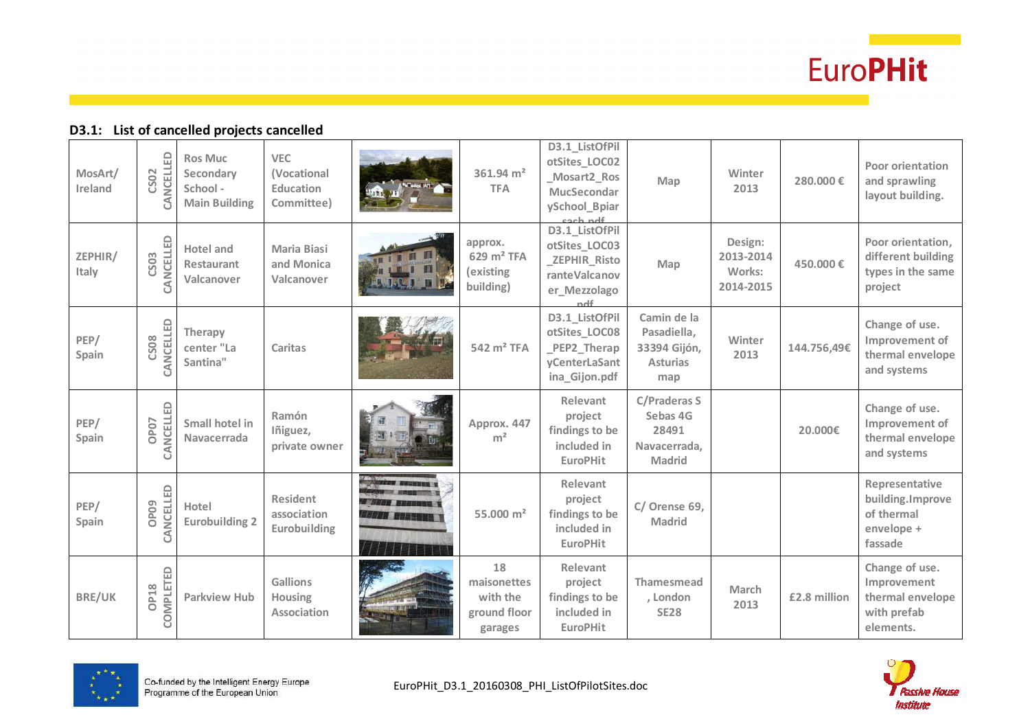### D3.1: List of cancelled projects cancelled

| | | | | | | | | | | |
|---|---|---|---|---|---|---|---|---|---|---|
| MosArt/ Ireland | CS02 CANCELLED | Ros Muc Secondary School - Main Building | VEC (Vocational Education Committee) | | 361.94 m² TFA | D3.1_ListOfPilotSites_LOC02_Mosart2_RosMucSecondarySchool_Bpiarsach.pdf | Map | Winter 2013 | 280.000 € | Poor orientation and sprawling layout building. |
| ZEPHIR/ Italy | CS03 CANCELLED | Hotel and Restaurant Valcanover | Maria Biasi and Monica Valcanover | | approx. 629 m² TFA (existing building) | D3.1_ListOfPilotSites_LOC03_ZEPHIR_RistoranteValcanover_Mezzolago.pdf | Map | Design: 2013-2014 Works: 2014-2015 | 450.000 € | Poor orientation, different building types in the same project |
| PEP/ Spain | CS08 CANCELLED | Therapy center "La Santina" | Caritas | | 542 m² TFA | D3.1_ListOfPilotSites_LOC08_PEP2_TherapyCenterLaSantina_Gijon.pdf | Camin de la Pasadiella, 33394 Gijón, Asturias map | Winter 2013 | 144.756,49€ | Change of use. Improvement of thermal envelope and systems |
| PEP/ Spain | OP07 CANCELLED | Small hotel in Navacerrada | Ramón Iñiguez, private owner | | Approx. 447 m² | Relevant project findings to be included in EuroPHit | C/Praderas S Sebas 4G 28491 Navacerrada, Madrid | | 20.000€ | Change of use. Improvement of thermal envelope and systems |
| PEP/ Spain | OP09 CANCELLED | Hotel Eurobuilding 2 | Resident association Eurobuilding | | 55.000 m² | Relevant project findings to be included in EuroPHit | C/ Orense 69, Madrid | | | Representative building.Improve of thermal envelope + fassade |
| BRE/UK | OP18 COMPLETED | Parkview Hub | Gallions Housing Association | | 18 maisonettes with the ground floor garages | Relevant project findings to be included in EuroPHit | Thamesmead , London SE28 | March 2013 | £2.8 million | Change of use. Improvement thermal envelope with prefab elements. |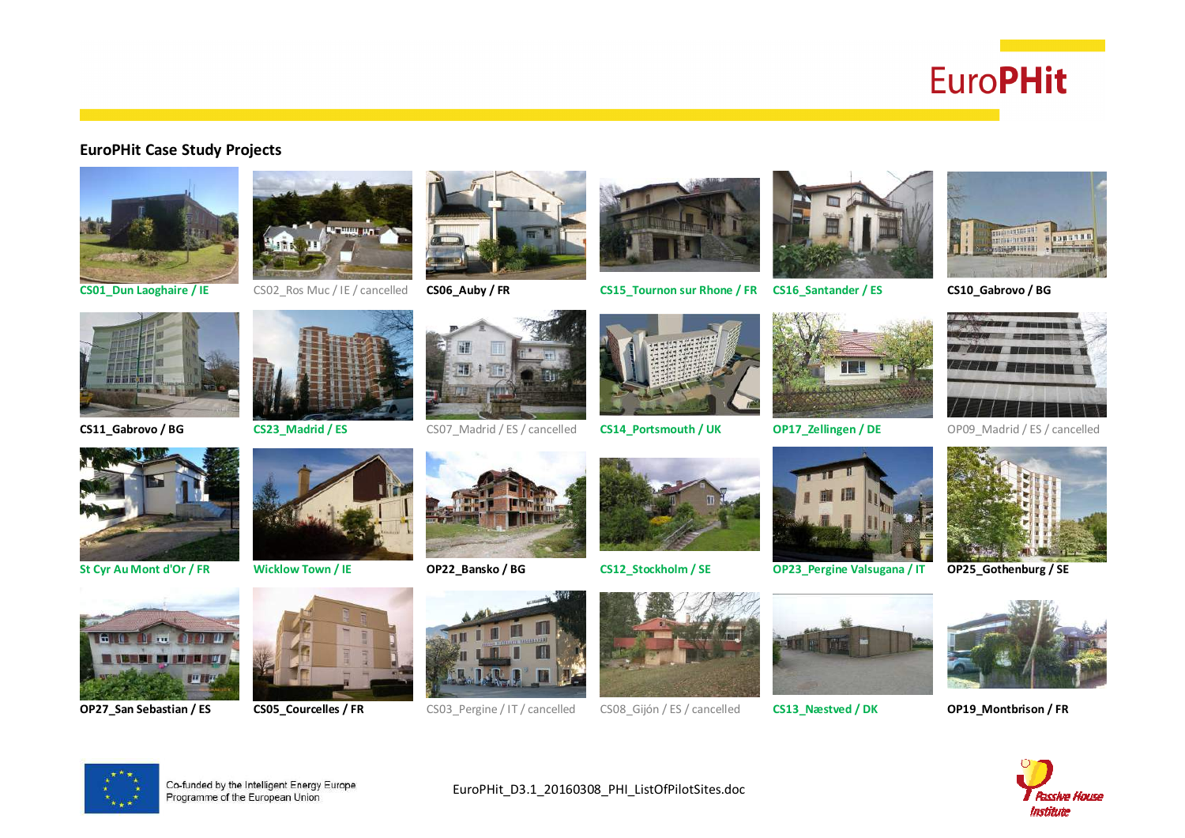## EuroPHit Case Study Projects

CS01_Dun Laoghaire / IE

CS02_Ros Muc / IE / cancelled

CS06_Auby / FR

CS15_Tournon sur Rhone / FR

CS16_Santander / ES

CS10_Gabrovo / BG

CS11_Gabrovo / BG

CS23_Madrid / ES

CS07_Madrid / ES / cancelled

CS14_Portsmouth / UK

OP17_Zellingen / DE

OP09_Madrid / ES / cancelled

St Cyr Au Mont d'Or / FR

Wicklow Town / IE

OP22_Bansko / BG

CS12_Stockholm / SE

OP23_Pergine Valsugana / IT

OP25_Gothenburg / SE

OP27_San Sebastian / ES

CS05_Courcelles / FR

CS03_Pergine / IT / cancelled

CS08_Gijón / ES / cancelled

CS13_Næstved / DK

OP19_Montbrison / FR

Co-funded by the Intelligent Energy Europe Programme of the European Union

EuroPHit_D3.1_20160308_PHI_ListOfPilotSites.doc